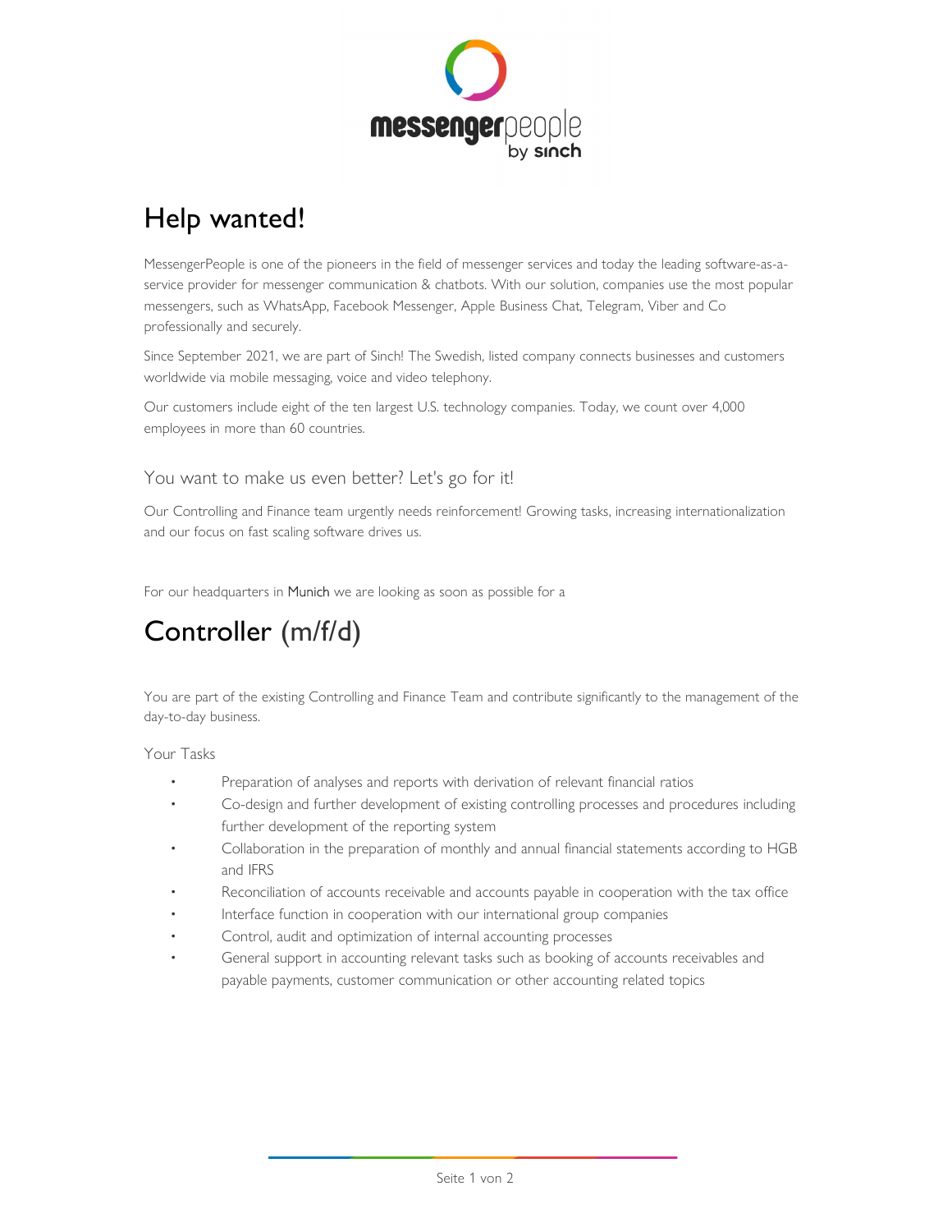# Help wanted!

MessengerPeople is one of the pioneers in the field of messenger services and today the leading software-as-a-service provider for messenger communication & chatbots. With our solution, companies use the most popular messengers, such as WhatsApp, Facebook Messenger, Apple Business Chat, Telegram, Viber and Co professionally and securely.

Since September 2021, we are part of Sinch! The Swedish, listed company connects businesses and customers worldwide via mobile messaging, voice and video telephony.

Our customers include eight of the ten largest U.S. technology companies. Today, we count over 4,000 employees in more than 60 countries.

### You want to make us even better? Let's go for it!

Our Controlling and Finance team urgently needs reinforcement! Growing tasks, increasing internationalization and our focus on fast scaling software drives us.

For our headquarters in Munich we are looking as soon as possible for a

# Controller (m/f/d)

You are part of the existing Controlling and Finance Team and contribute significantly to the management of the day-to-day business.

Your Tasks

- Preparation of analyses and reports with derivation of relevant financial ratios
- Co-design and further development of existing controlling processes and procedures including further development of the reporting system
- Collaboration in the preparation of monthly and annual financial statements according to HGB and IFRS
- Reconciliation of accounts receivable and accounts payable in cooperation with the tax office
- Interface function in cooperation with our international group companies
- Control, audit and optimization of internal accounting processes
- General support in accounting relevant tasks such as booking of accounts receivables and payable payments, customer communication or other accounting related topics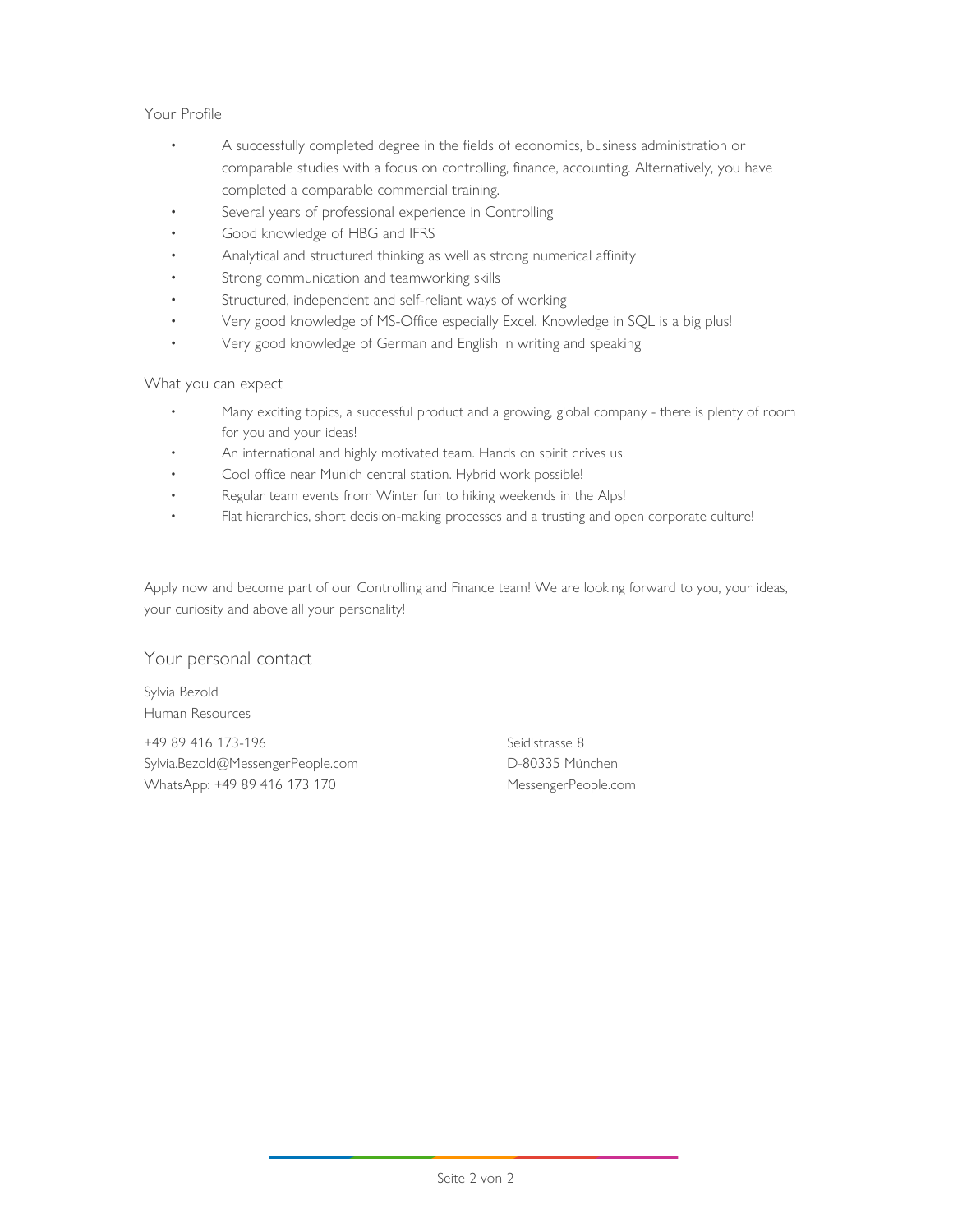Your Profile

- A successfully completed degree in the fields of economics, business administration or comparable studies with a focus on controlling, finance, accounting. Alternatively, you have completed a comparable commercial training.
- Several years of professional experience in Controlling
- Good knowledge of HBG and IFRS
- Analytical and structured thinking as well as strong numerical affinity
- Strong communication and teamworking skills
- Structured, independent and self-reliant ways of working
- Very good knowledge of MS-Office especially Excel. Knowledge in SQL is a big plus!
- Very good knowledge of German and English in writing and speaking

What you can expect

- Many exciting topics, a successful product and a growing, global company - there is plenty of room for you and your ideas!
- An international and highly motivated team. Hands on spirit drives us!
- Cool office near Munich central station. Hybrid work possible!
- Regular team events from Winter fun to hiking weekends in the Alps!
- Flat hierarchies, short decision-making processes and a trusting and open corporate culture!

Apply now and become part of our Controlling and Finance team! We are looking forward to you, your ideas, your curiosity and above all your personality!

## Your personal contact

Sylvia Bezold
Human Resources

+49 89 416 173-196
Sylvia.Bezold@MessengerPeople.com
WhatsApp: +49 89 416 173 170

Seidlstrasse 8
D-80335 München
MessengerPeople.com